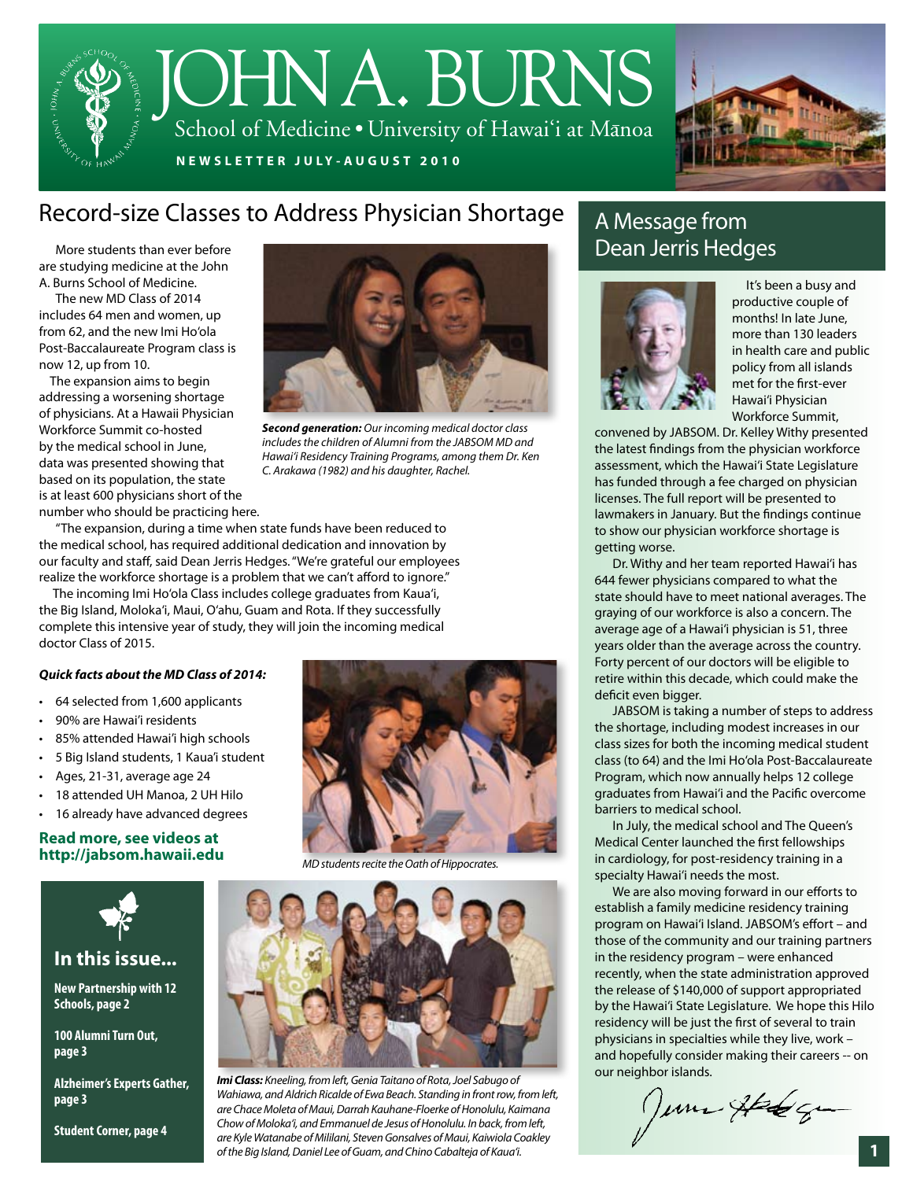# JOHN A. BURNS

School of Medicine • University of Hawai'i at Mānoa

**NEWSLETTER JULY-AUGUST 2010**

## Record-size Classes to Address Physician Shortage

More students than ever before are studying medicine at the John A. Burns School of Medicine.

The new MD Class of 2014 includes 64 men and women, up from 62, and the new Imi Ho'ola Post-Baccalaureate Program class is now 12, up from 10.

The expansion aims to begin addressing a worsening shortage of physicians. At a Hawaii Physician Workforce Summit co-hosted by the medical school in June, data was presented showing that based on its population, the state is at least 600 physicians short of the number who should be practicing here.

***Second generation:*** *Our incoming medical doctor class includes the children of Alumni from the JABSOM MD and Hawai'i Residency Training Programs, among them Dr. Ken C. Arakawa (1982) and his daughter, Rachel.*

"The expansion, during a time when state funds have been reduced to the medical school, has required additional dedication and innovation by our faculty and staff, said Dean Jerris Hedges. "We're grateful our employees realize the workforce shortage is a problem that we can't afford to ignore."

The incoming Imi Ho'ola Class includes college graduates from Kaua'i, the Big Island, Moloka'i, Maui, O'ahu, Guam and Rota. If they successfully complete this intensive year of study, they will join the incoming medical doctor Class of 2015.

***Quick facts about the MD Class of 2014:***

- 64 selected from 1,600 applicants
- 90% are Hawai'i residents
- 85% attended Hawai'i high schools
- 5 Big Island students, 1 Kaua'i student
- Ages, 21-31, average age 24
- 18 attended UH Manoa, 2 UH Hilo
- 16 already have advanced degrees

**Read more, see videos at http://jabsom.hawaii.edu**

*MD students recite the Oath of Hippocrates.*

***Imi Class:*** *Kneeling, from left, Genia Taitano of Rota, Joel Sabugo of Wahiawa, and Aldrich Ricalde of Ewa Beach. Standing in front row, from left, are Chace Moleta of Maui, Darrah Kauhane-Floerke of Honolulu, Kaimana Chow of Moloka'i, and Emmanuel de Jesus of Honolulu. In back, from left, are Kyle Watanabe of Mililani, Steven Gonsalves of Maui, Kaiwiola Coakley of the Big Island, Daniel Lee of Guam, and Chino Cabalteja of Kaua'i.*

### In this issue...

**New Partnership with 12 Schools, page 2**

**100 Alumni Turn Out, page 3**

**Alzheimer's Experts Gather, page 3**

**Student Corner, page 4**

## A Message from Dean Jerris Hedges

It's been a busy and productive couple of months! In late June, more than 130 leaders in health care and public policy from all islands met for the first-ever Hawai'i Physician Workforce Summit, convened by JABSOM. Dr. Kelley Withy presented the latest findings from the physician workforce assessment, which the Hawai'i State Legislature has funded through a fee charged on physician licenses. The full report will be presented to lawmakers in January. But the findings continue to show our physician workforce shortage is getting worse.

Dr. Withy and her team reported Hawai'i has 644 fewer physicians compared to what the state should have to meet national averages. The graying of our workforce is also a concern. The average age of a Hawai'i physician is 51, three years older than the average across the country. Forty percent of our doctors will be eligible to retire within this decade, which could make the deficit even bigger.

JABSOM is taking a number of steps to address the shortage, including modest increases in our class sizes for both the incoming medical student class (to 64) and the Imi Ho'ola Post-Baccalaureate Program, which now annually helps 12 college graduates from Hawai'i and the Pacific overcome barriers to medical school.

In July, the medical school and The Queen's Medical Center launched the first fellowships in cardiology, for post-residency training in a specialty Hawai'i needs the most.

We are also moving forward in our efforts to establish a family medicine residency training program on Hawai'i Island. JABSOM's effort – and those of the community and our training partners in the residency program – were enhanced recently, when the state administration approved the release of $140,000 of support appropriated by the Hawai'i State Legislature. We hope this Hilo residency will be just the first of several to train physicians in specialties while they live, work – and hopefully consider making their careers -- on our neighbor islands.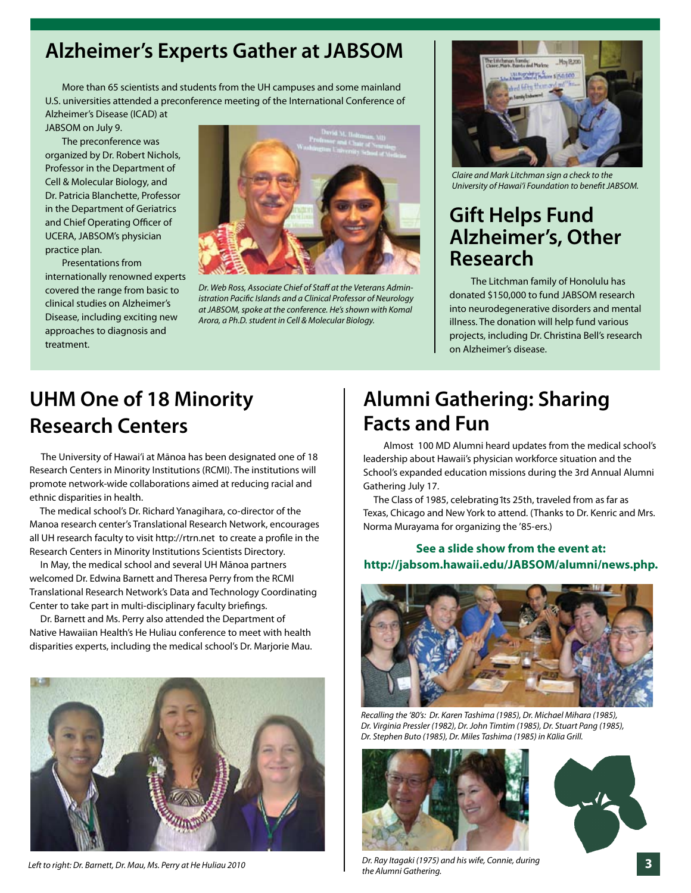# Alzheimer's Experts Gather at JABSOM

More than 65 scientists and students from the UH campuses and some mainland U.S. universities attended a preconference meeting of the International Conference of Alzheimer's Disease (ICAD) at JABSOM on July 9.

The preconference was organized by Dr. Robert Nichols, Professor in the Department of Cell & Molecular Biology, and Dr. Patricia Blanchette, Professor in the Department of Geriatrics and Chief Operating Officer of UCERA, JABSOM's physician practice plan.

Presentations from internationally renowned experts covered the range from basic to clinical studies on Alzheimer's Disease, including exciting new approaches to diagnosis and treatment.

*Dr. Web Ross, Associate Chief of Staff at the Veterans Administration Pacific Islands and a Clinical Professor of Neurology at JABSOM, spoke at the conference. He's shown with Komal Arora, a Ph.D. student in Cell & Molecular Biology.*

*Claire and Mark Litchman sign a check to the University of Hawai'i Foundation to benefit JABSOM.*

# Gift Helps Fund Alzheimer's, Other Research

The Litchman family of Honolulu has donated $150,000 to fund JABSOM research into neurodegenerative disorders and mental illness. The donation will help fund various projects, including Dr. Christina Bell's research on Alzheimer's disease.

# UHM One of 18 Minority Research Centers

The University of Hawai'i at Mānoa has been designated one of 18 Research Centers in Minority Institutions (RCMI). The institutions will promote network-wide collaborations aimed at reducing racial and ethnic disparities in health.

The medical school's Dr. Richard Yanagihara, co-director of the Manoa research center's Translational Research Network, encourages all UH research faculty to visit http://rtrn.net to create a profile in the Research Centers in Minority Institutions Scientists Directory.

In May, the medical school and several UH Mānoa partners welcomed Dr. Edwina Barnett and Theresa Perry from the RCMI Translational Research Network's Data and Technology Coordinating Center to take part in multi-disciplinary faculty briefings.

Dr. Barnett and Ms. Perry also attended the Department of Native Hawaiian Health's He Huliau conference to meet with health disparities experts, including the medical school's Dr. Marjorie Mau.

*Left to right: Dr. Barnett, Dr. Mau, Ms. Perry at He Huliau 2010*

# Alumni Gathering: Sharing Facts and Fun

Almost 100 MD Alumni heard updates from the medical school's leadership about Hawaii's physician workforce situation and the School's expanded education missions during the 3rd Annual Alumni Gathering July 17.

The Class of 1985, celebrating its 25th, traveled from as far as Texas, Chicago and New York to attend. (Thanks to Dr. Kenric and Mrs. Norma Murayama for organizing the '85-ers.)

**See a slide show from the event at: http://jabsom.hawaii.edu/JABSOM/alumni/news.php.**

*Recalling the '80's: Dr. Karen Tashima (1985), Dr. Michael Mihara (1985), Dr. Virginia Pressler (1982), Dr. John Timtim (1985), Dr. Stuart Pang (1985), Dr. Stephen Buto (1985), Dr. Miles Tashima (1985) in Kūlia Grill.*

*Dr. Ray Itagaki (1975) and his wife, Connie, during the Alumni Gathering.*